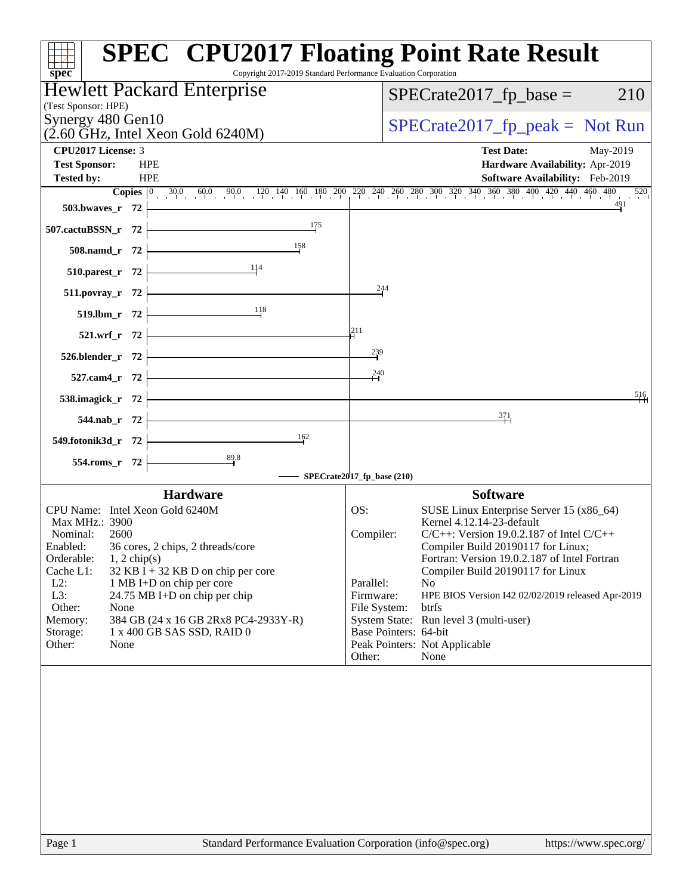# SPEC CPU2017 Floating Point Rate Result

Copyright 2017-2019 Standard Performance Evaluation Corporation

**Hewlett Packard Enterprise**
(Test Sponsor: HPE)
Synergy 480 Gen10
(2.60 GHz, Intel Xeon Gold 6240M)

SPECrate2017_fp_base = 210

SPECrate2017_fp_peak = Not Run

| | | | |
|---|---|---|---|
| **CPU2017 License:** | 3 | **Test Date:** | May-2019 |
| **Test Sponsor:** | HPE | **Hardware Availability:** | Apr-2019 |
| **Tested by:** | HPE | **Software Availability:** | Feb-2019 |

| Benchmark | Copies | SPECrate2017_fp_base (210) |
|---|---|---|
| 503.bwaves_r | 72 | 491 |
| 507.cactuBSSN_r | 72 | 175 |
| 508.namd_r | 72 | 158 |
| 510.parest_r | 72 | 114 |
| 511.povray_r | 72 | 244 |
| 519.lbm_r | 72 | 118 |
| 521.wrf_r | 72 | 211 |
| 526.blender_r | 72 | 239 |
| 527.cam4_r | 72 | 240 |
| 538.imagick_r | 72 | 516 |
| 544.nab_r | 72 | 371 |
| 549.fotonik3d_r | 72 | 162 |
| 554.roms_r | 72 | 89.8 |

## Hardware

| | |
|---|---|
| CPU Name: | Intel Xeon Gold 6240M |
| Max MHz.: | 3900 |
| Nominal: | 2600 |
| Enabled: | 36 cores, 2 chips, 2 threads/core |
| Orderable: | 1, 2 chip(s) |
| Cache L1: | 32 KB I + 32 KB D on chip per core |
| L2: | 1 MB I+D on chip per core |
| L3: | 24.75 MB I+D on chip per chip |
| Other: | None |
| Memory: | 384 GB (24 x 16 GB 2Rx8 PC4-2933Y-R) |
| Storage: | 1 x 400 GB SAS SSD, RAID 0 |
| Other: | None |

## Software

| | |
|---|---|
| OS: | SUSE Linux Enterprise Server 15 (x86_64) Kernel 4.12.14-23-default |
| Compiler: | C/C++: Version 19.0.2.187 of Intel C/C++ Compiler Build 20190117 for Linux; Fortran: Version 19.0.2.187 of Intel Fortran Compiler Build 20190117 for Linux |
| Parallel: | No |
| Firmware: | HPE BIOS Version I42 02/02/2019 released Apr-2019 |
| File System: | btrfs |
| System State: | Run level 3 (multi-user) |
| Base Pointers: | 64-bit |
| Peak Pointers: | Not Applicable |
| Other: | None |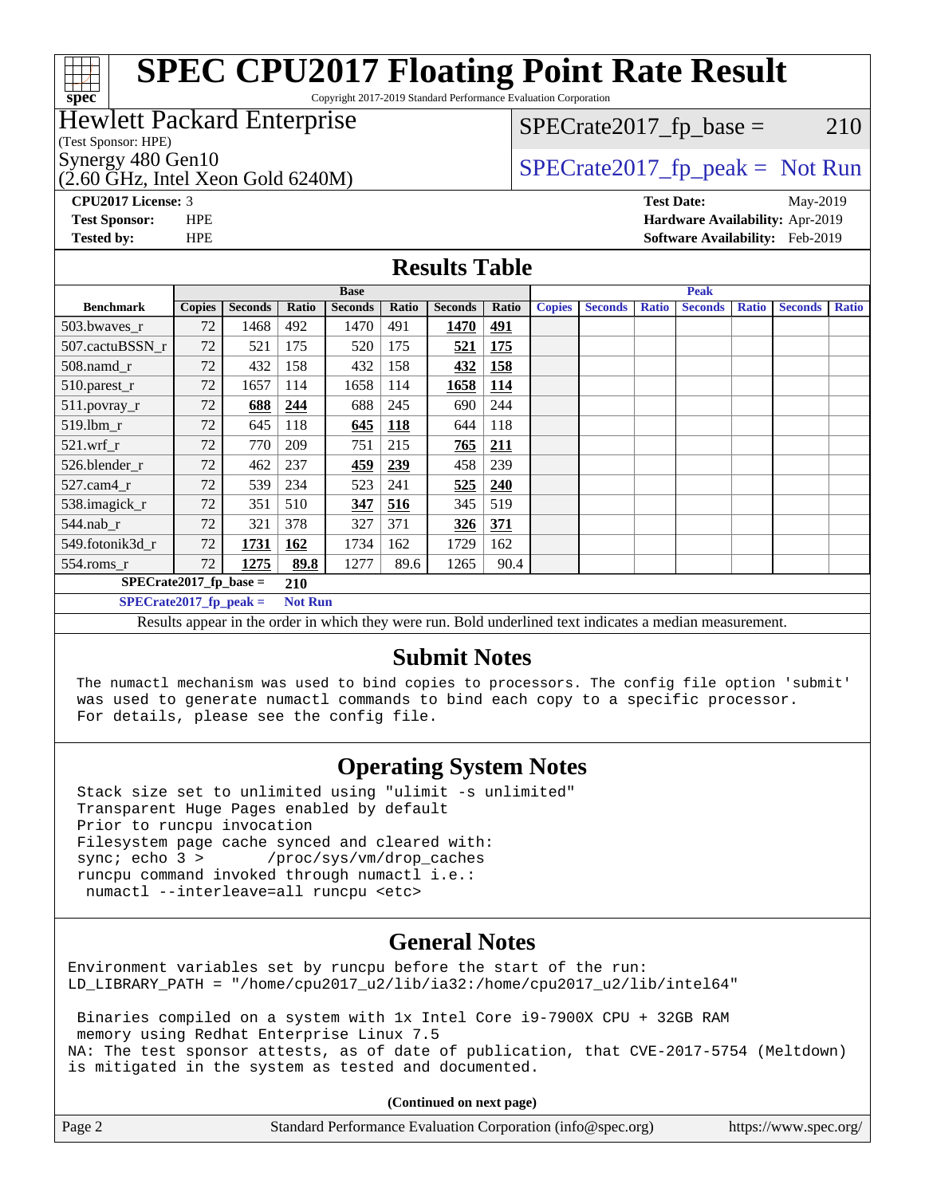# SPEC CPU2017 Floating Point Rate Result

Copyright 2017-2019 Standard Performance Evaluation Corporation

**Hewlett Packard Enterprise**
(Test Sponsor: HPE)
Synergy 480 Gen10
(2.60 GHz, Intel Xeon Gold 6240M)

SPECrate2017_fp_base = 210

SPECrate2017_fp_peak = Not Run

**CPU2017 License:** 3
**Test Sponsor:** HPE
**Tested by:** HPE

**Test Date:** May-2019
**Hardware Availability:** Apr-2019
**Software Availability:** Feb-2019

## Results Table

| | Base | | | | | | | Peak | | | | | | |
|---|---|---|---|---|---|---|---|---|---|---|---|---|---|---|
| **Benchmark** | **Copies** | **Seconds** | **Ratio** | **Seconds** | **Ratio** | **Seconds** | **Ratio** | **Copies** | **Seconds** | **Ratio** | **Seconds** | **Ratio** | **Seconds** | **Ratio** |
| 503.bwaves_r | 72 | 1468 | 492 | 1470 | 491 | **1470** | **491** | | | | | | | |
| 507.cactuBSSN_r | 72 | 521 | 175 | 520 | 175 | **521** | **175** | | | | | | | |
| 508.namd_r | 72 | 432 | 158 | 432 | 158 | **432** | **158** | | | | | | | |
| 510.parest_r | 72 | 1657 | 114 | 1658 | 114 | **1658** | **114** | | | | | | | |
| 511.povray_r | 72 | **688** | **244** | 688 | 245 | 690 | 244 | | | | | | | |
| 519.lbm_r | 72 | 645 | 118 | **645** | **118** | 644 | 118 | | | | | | | |
| 521.wrf_r | 72 | 770 | 209 | 751 | 215 | **765** | **211** | | | | | | | |
| 526.blender_r | 72 | 462 | 237 | **459** | **239** | 458 | 239 | | | | | | | |
| 527.cam4_r | 72 | 539 | 234 | 523 | 241 | **525** | **240** | | | | | | | |
| 538.imagick_r | 72 | 351 | 510 | **347** | **516** | 345 | 519 | | | | | | | |
| 544.nab_r | 72 | 321 | 378 | 327 | 371 | **326** | **371** | | | | | | | |
| 549.fotonik3d_r | 72 | **1731** | **162** | 1734 | 162 | 1729 | 162 | | | | | | | |
| 554.roms_r | 72 | **1275** | **89.8** | 1277 | 89.6 | 1265 | 90.4 | | | | | | | |

**SPECrate2017_fp_base = 210**

**SPECrate2017_fp_peak = Not Run**

Results appear in the order in which they were run. Bold underlined text indicates a median measurement.

## Submit Notes

```
The numactl mechanism was used to bind copies to processors. The config file option 'submit'
was used to generate numactl commands to bind each copy to a specific processor.
For details, please see the config file.
```

## Operating System Notes

```
Stack size set to unlimited using "ulimit -s unlimited"
Transparent Huge Pages enabled by default
Prior to runcpu invocation
Filesystem page cache synced and cleared with:
sync; echo 3 >       /proc/sys/vm/drop_caches
runcpu command invoked through numactl i.e.:
 numactl --interleave=all runcpu <etc>
```

## General Notes

```
Environment variables set by runcpu before the start of the run:
LD_LIBRARY_PATH = "/home/cpu2017_u2/lib/ia32:/home/cpu2017_u2/lib/intel64"

 Binaries compiled on a system with 1x Intel Core i9-7900X CPU + 32GB RAM
 memory using Redhat Enterprise Linux 7.5
NA: The test sponsor attests, as of date of publication, that CVE-2017-5754 (Meltdown)
is mitigated in the system as tested and documented.
```

**(Continued on next page)**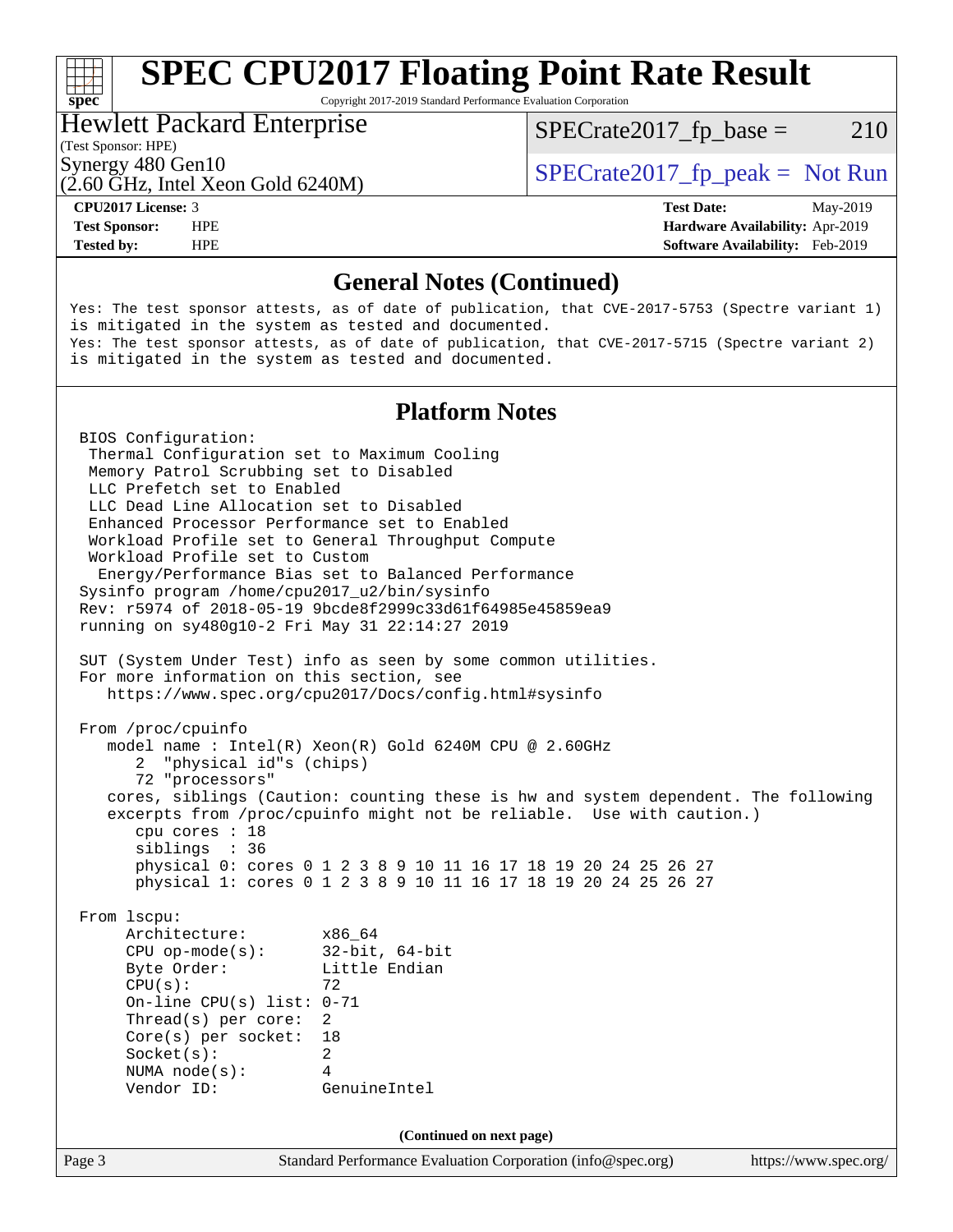# SPEC CPU2017 Floating Point Rate Result

Copyright 2017-2019 Standard Performance Evaluation Corporation

**Hewlett Packard Enterprise**
(Test Sponsor: HPE)
Synergy 480 Gen10
(2.60 GHz, Intel Xeon Gold 6240M)

SPECrate2017_fp_base = 210

SPECrate2017_fp_peak = Not Run

| | | | |
|---|---|---|---|
| **CPU2017 License:** | 3 | **Test Date:** | May-2019 |
| **Test Sponsor:** | HPE | **Hardware Availability:** | Apr-2019 |
| **Tested by:** | HPE | **Software Availability:** | Feb-2019 |

## General Notes (Continued)

```
Yes: The test sponsor attests, as of date of publication, that CVE-2017-5753 (Spectre variant 1)
is mitigated in the system as tested and documented.
Yes: The test sponsor attests, as of date of publication, that CVE-2017-5715 (Spectre variant 2)
is mitigated in the system as tested and documented.
```

## Platform Notes

```
BIOS Configuration:
 Thermal Configuration set to Maximum Cooling
 Memory Patrol Scrubbing set to Disabled
 LLC Prefetch set to Enabled
 LLC Dead Line Allocation set to Disabled
 Enhanced Processor Performance set to Enabled
 Workload Profile set to General Throughput Compute
 Workload Profile set to Custom
  Energy/Performance Bias set to Balanced Performance
Sysinfo program /home/cpu2017_u2/bin/sysinfo
Rev: r5974 of 2018-05-19 9bcde8f2999c33d61f64985e45859ea9
running on sy480g10-2 Fri May 31 22:14:27 2019

SUT (System Under Test) info as seen by some common utilities.
For more information on this section, see
   https://www.spec.org/cpu2017/Docs/config.html#sysinfo

From /proc/cpuinfo
   model name : Intel(R) Xeon(R) Gold 6240M CPU @ 2.60GHz
      2  "physical id"s (chips)
      72 "processors"
   cores, siblings (Caution: counting these is hw and system dependent. The following
   excerpts from /proc/cpuinfo might not be reliable.  Use with caution.)
      cpu cores : 18
      siblings  : 36
      physical 0: cores 0 1 2 3 8 9 10 11 16 17 18 19 20 24 25 26 27
      physical 1: cores 0 1 2 3 8 9 10 11 16 17 18 19 20 24 25 26 27

From lscpu:
     Architecture:        x86_64
     CPU op-mode(s):      32-bit, 64-bit
     Byte Order:          Little Endian
     CPU(s):              72
     On-line CPU(s) list: 0-71
     Thread(s) per core:  2
     Core(s) per socket:  18
     Socket(s):           2
     NUMA node(s):        4
     Vendor ID:           GenuineIntel
```

**(Continued on next page)**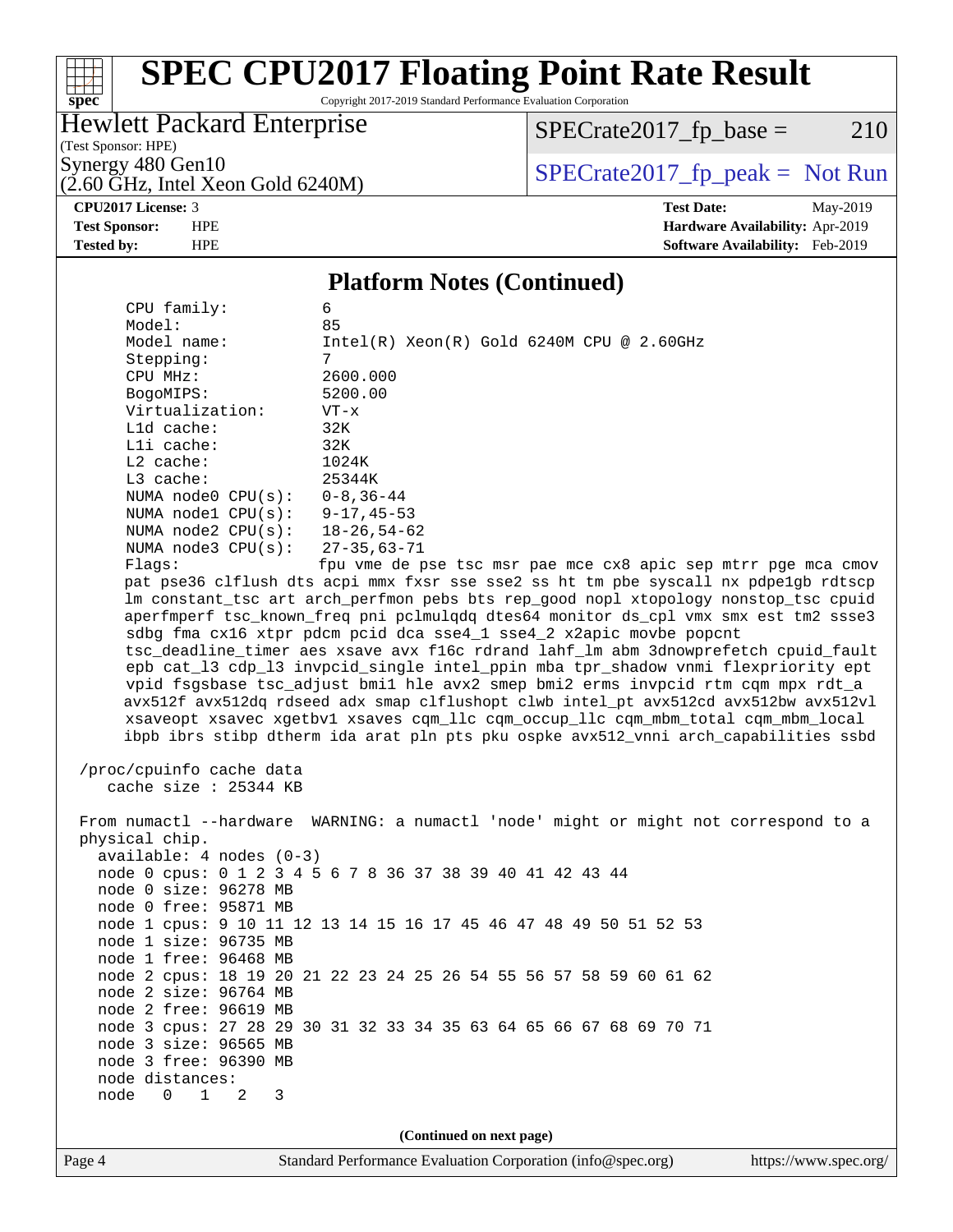## Platform Notes (Continued)

```
     CPU family:          6
     Model:               85
     Model name:          Intel(R) Xeon(R) Gold 6240M CPU @ 2.60GHz
     Stepping:            7
     CPU MHz:             2600.000
     BogoMIPS:            5200.00
     Virtualization:      VT-x
     L1d cache:           32K
     L1i cache:           32K
     L2 cache:            1024K
     L3 cache:            25344K
     NUMA node0 CPU(s):   0-8,36-44
     NUMA node1 CPU(s):   9-17,45-53
     NUMA node2 CPU(s):   18-26,54-62
     NUMA node3 CPU(s):   27-35,63-71
     Flags:               fpu vme de pse tsc msr pae mce cx8 apic sep mtrr pge mca cmov
     pat pse36 clflush dts acpi mmx fxsr sse sse2 ss ht tm pbe syscall nx pdpe1gb rdtscp
     lm constant_tsc art arch_perfmon pebs bts rep_good nopl xtopology nonstop_tsc cpuid
     aperfmperf tsc_known_freq pni pclmulqdq dtes64 monitor ds_cpl vmx smx est tm2 ssse3
     sdbg fma cx16 xtpr pdcm pcid dca sse4_1 sse4_2 x2apic movbe popcnt
     tsc_deadline_timer aes xsave avx f16c rdrand lahf_lm abm 3dnowprefetch cpuid_fault
     epb cat_l3 cdp_l3 invpcid_single intel_ppin mba tpr_shadow vnmi flexpriority ept
     vpid fsgsbase tsc_adjust bmi1 hle avx2 smep bmi2 erms invpcid rtm cqm mpx rdt_a
     avx512f avx512dq rdseed adx smap clflushopt clwb intel_pt avx512cd avx512bw avx512vl
     xsaveopt xsavec xgetbv1 xsaves cqm_llc cqm_occup_llc cqm_mbm_total cqm_mbm_local
     ibpb ibrs stibp dtherm ida arat pln pts pku ospke avx512_vnni arch_capabilities ssbd

 /proc/cpuinfo cache data
    cache size : 25344 KB

 From numactl --hardware  WARNING: a numactl 'node' might or might not correspond to a
 physical chip.
   available: 4 nodes (0-3)
   node 0 cpus: 0 1 2 3 4 5 6 7 8 36 37 38 39 40 41 42 43 44
   node 0 size: 96278 MB
   node 0 free: 95871 MB
   node 1 cpus: 9 10 11 12 13 14 15 16 17 45 46 47 48 49 50 51 52 53
   node 1 size: 96735 MB
   node 1 free: 96468 MB
   node 2 cpus: 18 19 20 21 22 23 24 25 26 54 55 56 57 58 59 60 61 62
   node 2 size: 96764 MB
   node 2 free: 96619 MB
   node 3 cpus: 27 28 29 30 31 32 33 34 35 63 64 65 66 67 68 69 70 71
   node 3 size: 96565 MB
   node 3 free: 96390 MB
   node distances:
   node   0   1   2   3
```

(Continued on next page)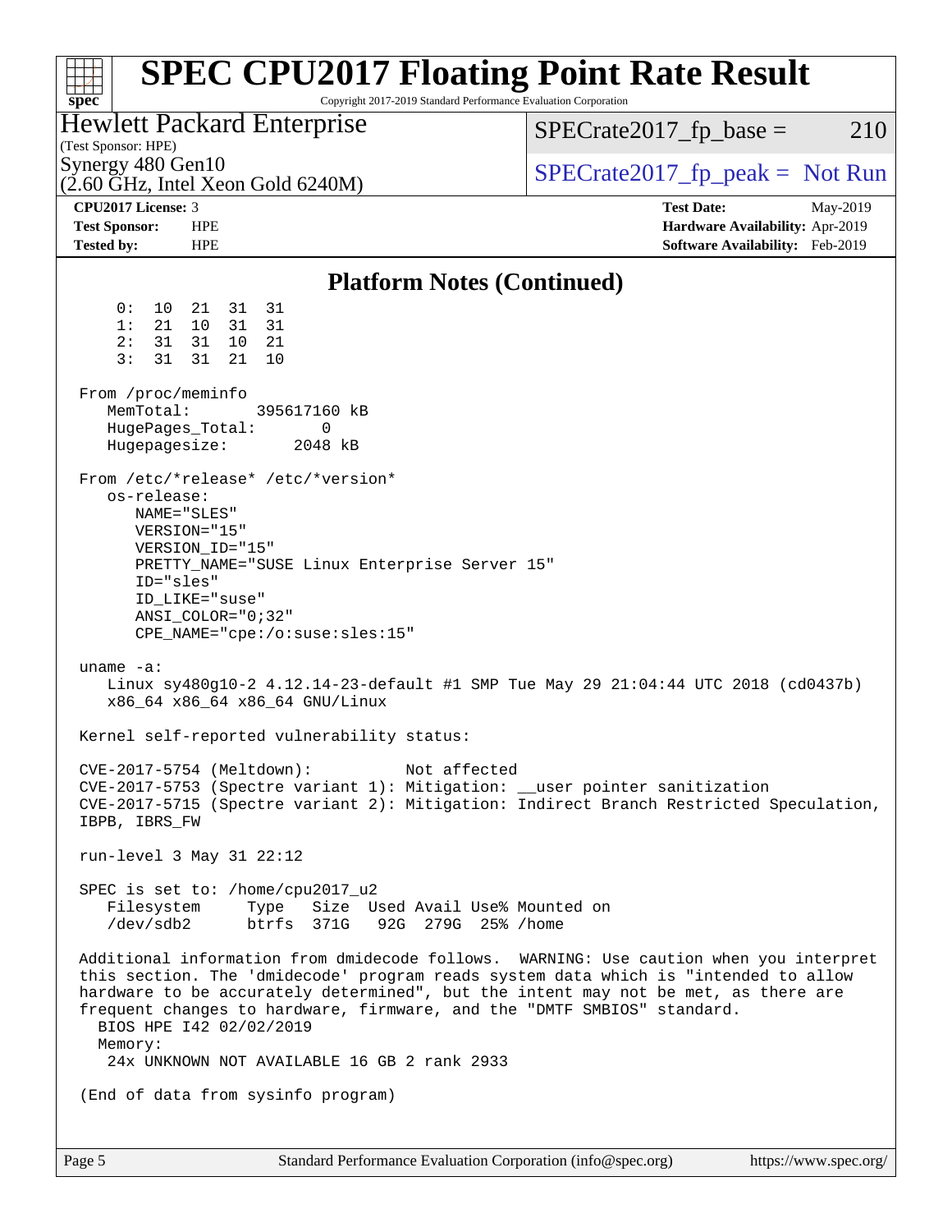## Platform Notes (Continued)

```
     0:  10  21  31  31
     1:  21  10  31  31
     2:  31  31  10  21
     3:  31  31  21  10

 From /proc/meminfo
    MemTotal:       395617160 kB
    HugePages_Total:       0
    Hugepagesize:       2048 kB

 From /etc/*release* /etc/*version*
    os-release:
       NAME="SLES"
       VERSION="15"
       VERSION_ID="15"
       PRETTY_NAME="SUSE Linux Enterprise Server 15"
       ID="sles"
       ID_LIKE="suse"
       ANSI_COLOR="0;32"
       CPE_NAME="cpe:/o:suse:sles:15"

 uname -a:
    Linux sy480g10-2 4.12.14-23-default #1 SMP Tue May 29 21:04:44 UTC 2018 (cd0437b)
    x86_64 x86_64 x86_64 GNU/Linux

 Kernel self-reported vulnerability status:

 CVE-2017-5754 (Meltdown):          Not affected
 CVE-2017-5753 (Spectre variant 1): Mitigation: __user pointer sanitization
 CVE-2017-5715 (Spectre variant 2): Mitigation: Indirect Branch Restricted Speculation,
 IBPB, IBRS_FW

 run-level 3 May 31 22:12

 SPEC is set to: /home/cpu2017_u2
    Filesystem     Type   Size  Used Avail Use% Mounted on
    /dev/sdb2      btrfs  371G   92G  279G  25% /home

 Additional information from dmidecode follows.  WARNING: Use caution when you interpret
 this section. The 'dmidecode' program reads system data which is "intended to allow
 hardware to be accurately determined", but the intent may not be met, as there are
 frequent changes to hardware, firmware, and the "DMTF SMBIOS" standard.
   BIOS HPE I42 02/02/2019
   Memory:
    24x UNKNOWN NOT AVAILABLE 16 GB 2 rank 2933

 (End of data from sysinfo program)
```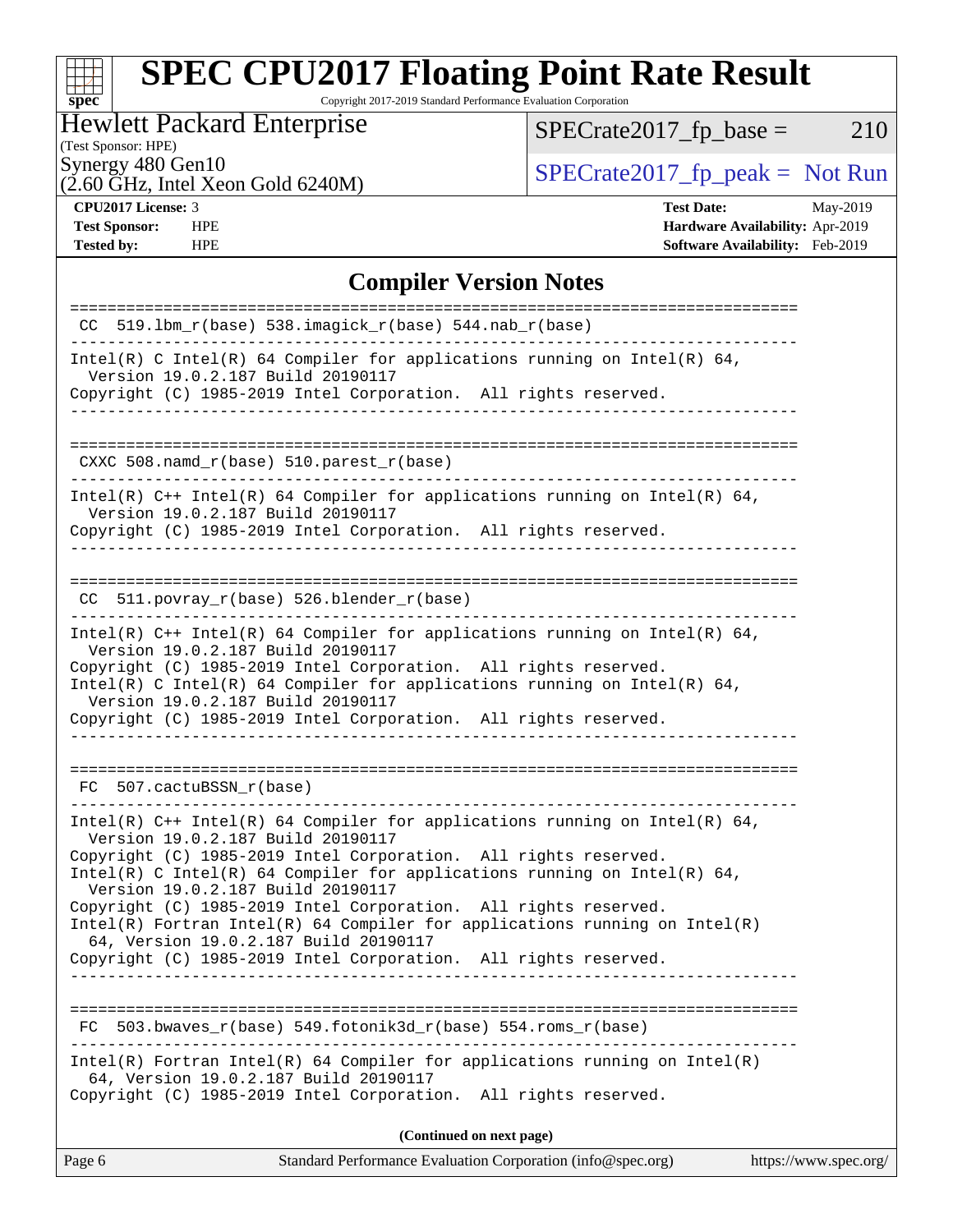# SPEC CPU2017 Floating Point Rate Result

Copyright 2017-2019 Standard Performance Evaluation Corporation

Hewlett Packard Enterprise
(Test Sponsor: HPE)
Synergy 480 Gen10
(2.60 GHz, Intel Xeon Gold 6240M)

SPECrate2017_fp_base = 210

SPECrate2017_fp_peak = Not Run

**CPU2017 License:** 3
**Test Sponsor:** HPE
**Tested by:** HPE

**Test Date:** May-2019
**Hardware Availability:** Apr-2019
**Software Availability:** Feb-2019

## Compiler Version Notes

```
==============================================================================
 CC  519.lbm_r(base) 538.imagick_r(base) 544.nab_r(base)
------------------------------------------------------------------------------
Intel(R) C Intel(R) 64 Compiler for applications running on Intel(R) 64,
  Version 19.0.2.187 Build 20190117
Copyright (C) 1985-2019 Intel Corporation.  All rights reserved.
------------------------------------------------------------------------------

==============================================================================
 CXXC 508.namd_r(base) 510.parest_r(base)
------------------------------------------------------------------------------
Intel(R) C++ Intel(R) 64 Compiler for applications running on Intel(R) 64,
  Version 19.0.2.187 Build 20190117
Copyright (C) 1985-2019 Intel Corporation.  All rights reserved.
------------------------------------------------------------------------------

==============================================================================
 CC  511.povray_r(base) 526.blender_r(base)
------------------------------------------------------------------------------
Intel(R) C++ Intel(R) 64 Compiler for applications running on Intel(R) 64,
  Version 19.0.2.187 Build 20190117
Copyright (C) 1985-2019 Intel Corporation.  All rights reserved.
Intel(R) C Intel(R) 64 Compiler for applications running on Intel(R) 64,
  Version 19.0.2.187 Build 20190117
Copyright (C) 1985-2019 Intel Corporation.  All rights reserved.
------------------------------------------------------------------------------

==============================================================================
 FC  507.cactuBSSN_r(base)
------------------------------------------------------------------------------
Intel(R) C++ Intel(R) 64 Compiler for applications running on Intel(R) 64,
  Version 19.0.2.187 Build 20190117
Copyright (C) 1985-2019 Intel Corporation.  All rights reserved.
Intel(R) C Intel(R) 64 Compiler for applications running on Intel(R) 64,
  Version 19.0.2.187 Build 20190117
Copyright (C) 1985-2019 Intel Corporation.  All rights reserved.
Intel(R) Fortran Intel(R) 64 Compiler for applications running on Intel(R)
  64, Version 19.0.2.187 Build 20190117
Copyright (C) 1985-2019 Intel Corporation.  All rights reserved.
------------------------------------------------------------------------------

==============================================================================
 FC  503.bwaves_r(base) 549.fotonik3d_r(base) 554.roms_r(base)
------------------------------------------------------------------------------
Intel(R) Fortran Intel(R) 64 Compiler for applications running on Intel(R)
  64, Version 19.0.2.187 Build 20190117
Copyright (C) 1985-2019 Intel Corporation.  All rights reserved.
```

**(Continued on next page)**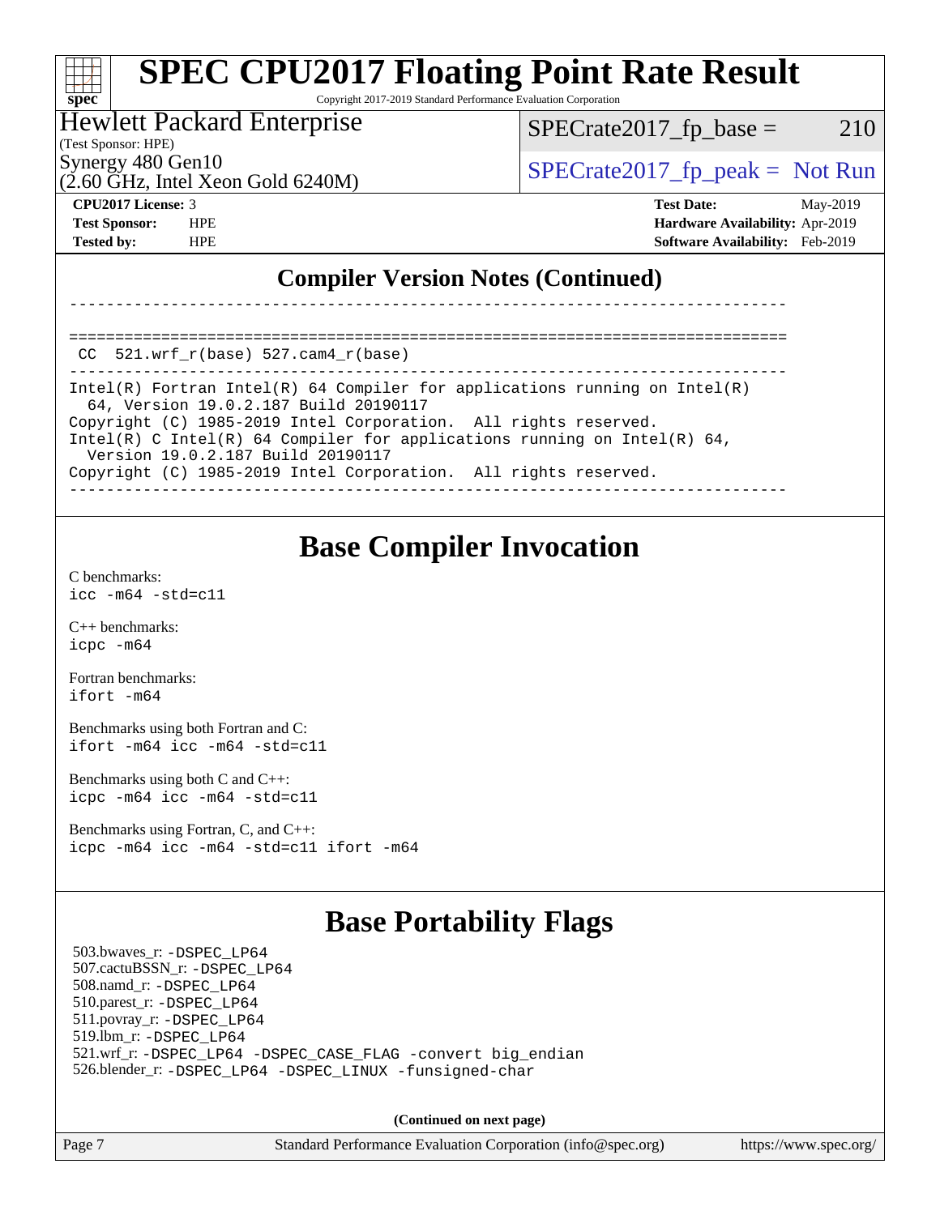## Compiler Version Notes (Continued)

```
------------------------------------------------------------------------------

==============================================================================
 CC  521.wrf_r(base) 527.cam4_r(base)
------------------------------------------------------------------------------
Intel(R) Fortran Intel(R) 64 Compiler for applications running on Intel(R)
  64, Version 19.0.2.187 Build 20190117
Copyright (C) 1985-2019 Intel Corporation.  All rights reserved.
Intel(R) C Intel(R) 64 Compiler for applications running on Intel(R) 64,
  Version 19.0.2.187 Build 20190117
Copyright (C) 1985-2019 Intel Corporation.  All rights reserved.
------------------------------------------------------------------------------
```

# Base Compiler Invocation

C benchmarks:
`icc -m64 -std=c11`

C++ benchmarks:
`icpc -m64`

Fortran benchmarks:
`ifort -m64`

Benchmarks using both Fortran and C:
`ifort -m64 icc -m64 -std=c11`

Benchmarks using both C and C++:
`icpc -m64 icc -m64 -std=c11`

Benchmarks using Fortran, C, and C++:
`icpc -m64 icc -m64 -std=c11 ifort -m64`

# Base Portability Flags

503.bwaves_r: `-DSPEC_LP64`
507.cactuBSSN_r: `-DSPEC_LP64`
508.namd_r: `-DSPEC_LP64`
510.parest_r: `-DSPEC_LP64`
511.povray_r: `-DSPEC_LP64`
519.lbm_r: `-DSPEC_LP64`
521.wrf_r: `-DSPEC_LP64 -DSPEC_CASE_FLAG -convert big_endian`
526.blender_r: `-DSPEC_LP64 -DSPEC_LINUX -funsigned-char`

**(Continued on next page)**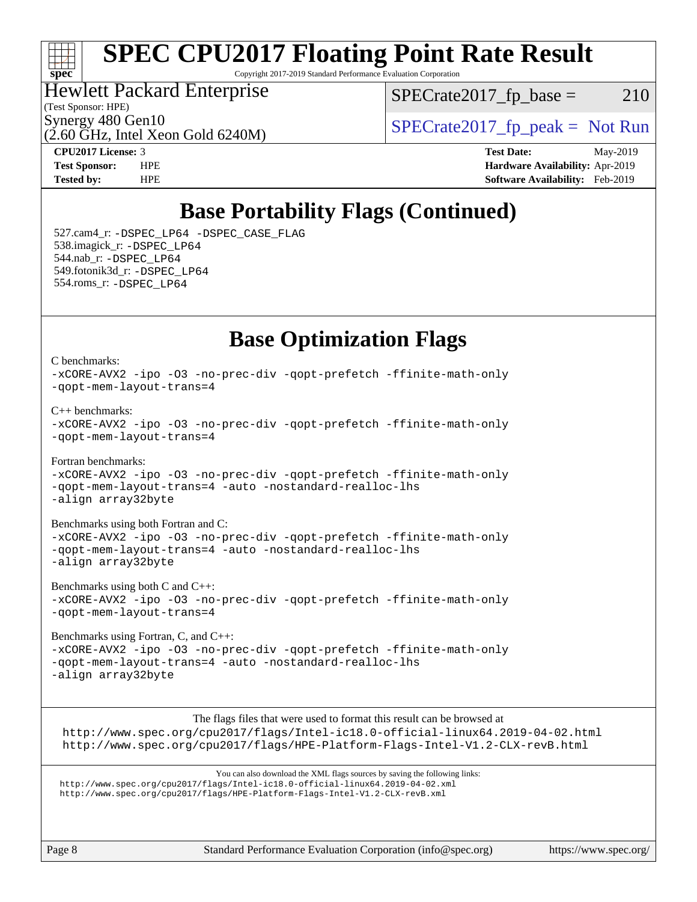# SPEC CPU2017 Floating Point Rate Result

Copyright 2017-2019 Standard Performance Evaluation Corporation

Hewlett Packard Enterprise
(Test Sponsor: HPE)
Synergy 480 Gen10
(2.60 GHz, Intel Xeon Gold 6240M)

SPECrate2017_fp_base = 210

SPECrate2017_fp_peak = Not Run

**CPU2017 License:** 3
**Test Sponsor:** HPE
**Tested by:** HPE

**Test Date:** May-2019
**Hardware Availability:** Apr-2019
**Software Availability:** Feb-2019

## Base Portability Flags (Continued)

527.cam4_r: -DSPEC_LP64 -DSPEC_CASE_FLAG
538.imagick_r: -DSPEC_LP64
544.nab_r: -DSPEC_LP64
549.fotonik3d_r: -DSPEC_LP64
554.roms_r: -DSPEC_LP64

## Base Optimization Flags

C benchmarks:
-xCORE-AVX2 -ipo -O3 -no-prec-div -qopt-prefetch -ffinite-math-only
-qopt-mem-layout-trans=4

C++ benchmarks:
-xCORE-AVX2 -ipo -O3 -no-prec-div -qopt-prefetch -ffinite-math-only
-qopt-mem-layout-trans=4

Fortran benchmarks:
-xCORE-AVX2 -ipo -O3 -no-prec-div -qopt-prefetch -ffinite-math-only
-qopt-mem-layout-trans=4 -auto -nostandard-realloc-lhs
-align array32byte

Benchmarks using both Fortran and C:
-xCORE-AVX2 -ipo -O3 -no-prec-div -qopt-prefetch -ffinite-math-only
-qopt-mem-layout-trans=4 -auto -nostandard-realloc-lhs
-align array32byte

Benchmarks using both C and C++:
-xCORE-AVX2 -ipo -O3 -no-prec-div -qopt-prefetch -ffinite-math-only
-qopt-mem-layout-trans=4

Benchmarks using Fortran, C, and C++:
-xCORE-AVX2 -ipo -O3 -no-prec-div -qopt-prefetch -ffinite-math-only
-qopt-mem-layout-trans=4 -auto -nostandard-realloc-lhs
-align array32byte

The flags files that were used to format this result can be browsed at
http://www.spec.org/cpu2017/flags/Intel-ic18.0-official-linux64.2019-04-02.html
http://www.spec.org/cpu2017/flags/HPE-Platform-Flags-Intel-V1.2-CLX-revB.html

You can also download the XML flags sources by saving the following links:
http://www.spec.org/cpu2017/flags/Intel-ic18.0-official-linux64.2019-04-02.xml
http://www.spec.org/cpu2017/flags/HPE-Platform-Flags-Intel-V1.2-CLX-revB.xml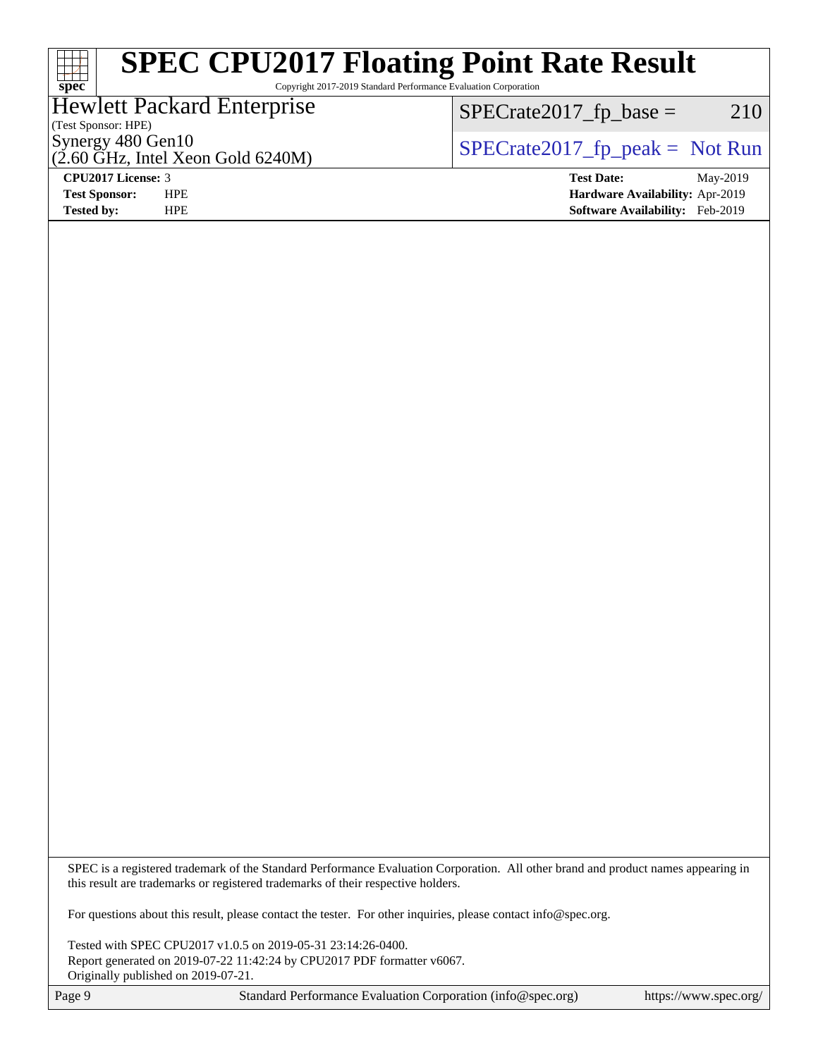SPEC is a registered trademark of the Standard Performance Evaluation Corporation. All other brand and product names appearing in this result are trademarks or registered trademarks of their respective holders.

For questions about this result, please contact the tester. For other inquiries, please contact info@spec.org.

Tested with SPEC CPU2017 v1.0.5 on 2019-05-31 23:14:26-0400.
Report generated on 2019-07-22 11:42:24 by CPU2017 PDF formatter v6067.
Originally published on 2019-07-21.